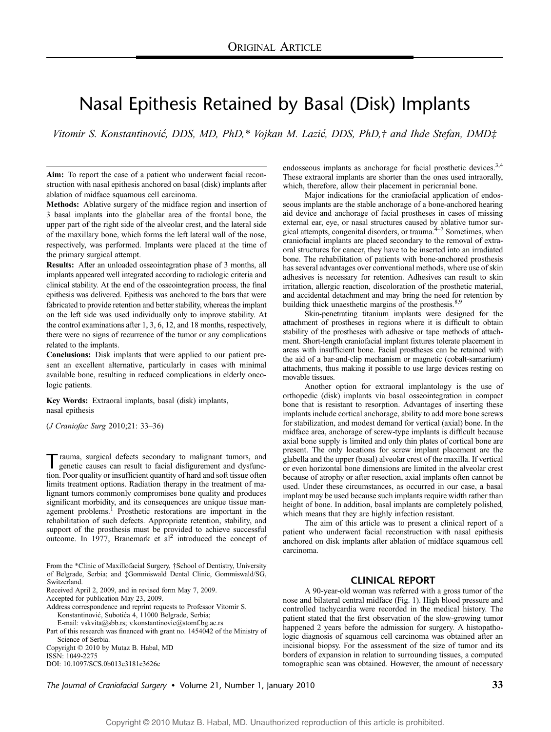ORIGINAL ARTICLE

# Nasal Epithesis Retained by Basal (Disk) Implants

*Vitomir S. Konstantinović, DDS, MD, PhD,\* Vojkan M. Lazić, DDS, PhD,† and Ihde Stefan, DMD‡*

**Aim:** To report the case of a patient who underwent facial reconstruction with nasal epithesis anchored on basal (disk) implants after ablation of midface squamous cell carcinoma.

**Methods:** Ablative surgery of the midface region and insertion of 3 basal implants into the glabellar area of the frontal bone, the upper part of the right side of the alveolar crest, and the lateral side of the maxillary bone, which forms the left lateral wall of the nose, respectively, was performed. Implants were placed at the time of the primary surgical attempt.

**Results:** After an unloaded osseointegration phase of 3 months, all implants appeared well integrated according to radiologic criteria and clinical stability. At the end of the osseointegration process, the final epithesis was delivered. Epithesis was anchored to the bars that were fabricated to provide retention and better stability, whereas the implant on the left side was used individually only to improve stability. At the control examinations after 1, 3, 6, 12, and 18 months, respectively, there were no signs of recurrence of the tumor or any complications related to the implants.

**Conclusions:** Disk implants that were applied to our patient present an excellent alternative, particularly in cases with minimal available bone, resulting in reduced complications in elderly oncologic patients.

**Key Words:** Extraoral implants, basal (disk) implants, nasal epithesis

(*J Craniofac Surg* 2010;21: 33–36)

Trauma, surgical defects secondary to malignant tumors, and genetic causes can result to facial disfigurement and dysfunction. Poor quality or insufficient quantity of hard and soft tissue often limits treatment options. Radiation therapy in the treatment of malignant tumors commonly compromises bone quality and produces significant morbidity, and its consequences are unique tissue management problems.[1] Prosthetic restorations are important in the rehabilitation of such defects. Appropriate retention, stability, and support of the prosthesis must be provided to achieve successful outcome. In 1977, Branemark et al[2] introduced the concept of endosseous implants as anchorage for facial prosthetic devices.[3,4] These extraoral implants are shorter than the ones used intraorally, which, therefore, allow their placement in pericranial bone.

Major indications for the craniofacial application of endosseous implants are the stable anchorage of a bone-anchored hearing aid device and anchorage of facial prostheses in cases of missing external ear, eye, or nasal structures caused by ablative tumor surgical attempts, congenital disorders, or trauma.[4–7] Sometimes, when craniofacial implants are placed secondary to the removal of extraoral structures for cancer, they have to be inserted into an irradiated bone. The rehabilitation of patients with bone-anchored prosthesis has several advantages over conventional methods, where use of skin adhesives is necessary for retention. Adhesives can result to skin irritation, allergic reaction, discoloration of the prosthetic material, and accidental detachment and may bring the need for retention by building thick unaesthetic margins of the prosthesis.[8,9]

Skin-penetrating titanium implants were designed for the attachment of prostheses in regions where it is difficult to obtain stability of the prostheses with adhesive or tape methods of attachment. Short-length craniofacial implant fixtures tolerate placement in areas with insufficient bone. Facial prostheses can be retained with the aid of a bar-and-clip mechanism or magnetic (cobalt-samarium) attachments, thus making it possible to use large devices resting on movable tissues.

Another option for extraoral implantology is the use of orthopedic (disk) implants via basal osseointegration in compact bone that is resistant to resorption. Advantages of inserting these implants include cortical anchorage, ability to add more bone screws for stabilization, and modest demand for vertical (axial) bone. In the midface area, anchorage of screw-type implants is difficult because axial bone supply is limited and only thin plates of cortical bone are present. The only locations for screw implant placement are the glabella and the upper (basal) alveolar crest of the maxilla. If vertical or even horizontal bone dimensions are limited in the alveolar crest because of atrophy or after resection, axial implants often cannot be used. Under these circumstances, as occurred in our case, a basal implant may be used because such implants require width rather than height of bone. In addition, basal implants are completely polished, which means that they are highly infection resistant.

The aim of this article was to present a clinical report of a patient who underwent facial reconstruction with nasal epithesis anchored on disk implants after ablation of midface squamous cell carcinoma.

## CLINICAL REPORT

A 90-year-old woman was referred with a gross tumor of the nose and bilateral central midface (Fig. 1). High blood pressure and controlled tachycardia were recorded in the medical history. The patient stated that the first observation of the slow-growing tumor happened 2 years before the admission for surgery. A histopathologic diagnosis of squamous cell carcinoma was obtained after an incisional biopsy. For the assessment of the size of tumor and its borders of expansion in relation to surrounding tissues, a computed tomographic scan was obtained. However, the amount of necessary

From the \*Clinic of Maxillofacial Surgery, †School of Dentistry, University of Belgrade, Serbia; and ‡Gommiswald Dental Clinic, Gommiswald/SG, Switzerland.

Received April 2, 2009, and in revised form May 7, 2009.

Accepted for publication May 23, 2009.

Address correspondence and reprint requests to Professor Vitomir S. Konstantinović, Subotića 4, 11000 Belgrade, Serbia; E-mail: vskvita@sbb.rs; v.konstantinovic@stomf.bg.ac.rs

Part of this research was financed with grant no. 1454042 of the Ministry of Science of Serbia.

Copyright © 2010 by Mutaz B. Habal, MD

ISSN: 1049-2275

DOI: 10.1097/SCS.0b013e3181c3626c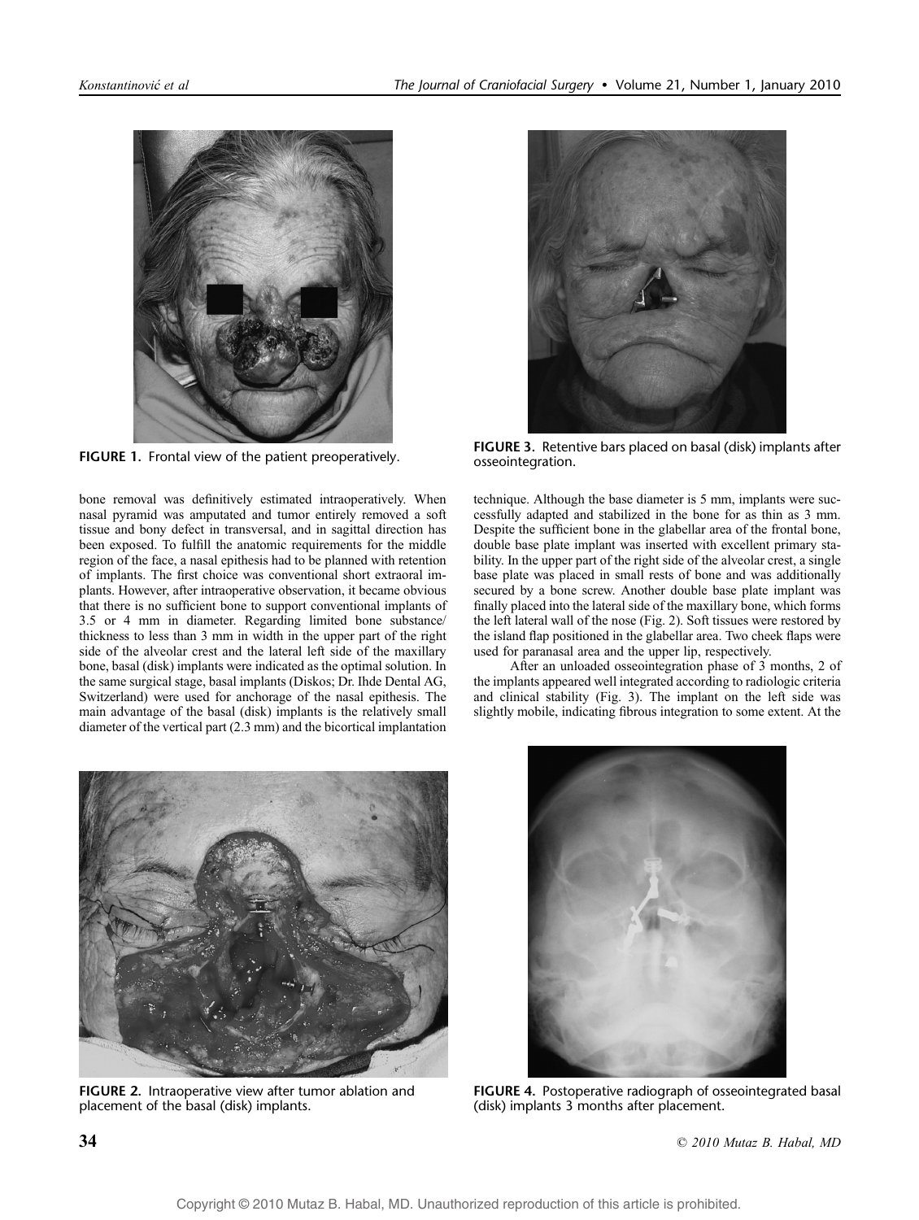FIGURE 1. Frontal view of the patient preoperatively.

FIGURE 3. Retentive bars placed on basal (disk) implants after osseointegration.

bone removal was definitively estimated intraoperatively. When nasal pyramid was amputated and tumor entirely removed a soft tissue and bony defect in transversal, and in sagittal direction has been exposed. To fulfill the anatomic requirements for the middle region of the face, a nasal epithesis had to be planned with retention of implants. The first choice was conventional short extraoral implants. However, after intraoperative observation, it became obvious that there is no sufficient bone to support conventional implants of 3.5 or 4 mm in diameter. Regarding limited bone substance/thickness to less than 3 mm in width in the upper part of the right side of the alveolar crest and the lateral left side of the maxillary bone, basal (disk) implants were indicated as the optimal solution. In the same surgical stage, basal implants (Diskos; Dr. Ihde Dental AG, Switzerland) were used for anchorage of the nasal epithesis. The main advantage of the basal (disk) implants is the relatively small diameter of the vertical part (2.3 mm) and the bicortical implantation technique. Although the base diameter is 5 mm, implants were successfully adapted and stabilized in the bone for as thin as 3 mm. Despite the sufficient bone in the glabellar area of the frontal bone, double base plate implant was inserted with excellent primary stability. In the upper part of the right side of the alveolar crest, a single base plate was placed in small rests of bone and was additionally secured by a bone screw. Another double base plate implant was finally placed into the lateral side of the maxillary bone, which forms the left lateral wall of the nose (Fig. 2). Soft tissues were restored by the island flap positioned in the glabellar area. Two cheek flaps were used for paranasal area and the upper lip, respectively.

After an unloaded osseointegration phase of 3 months, 2 of the implants appeared well integrated according to radiologic criteria and clinical stability (Fig. 3). The implant on the left side was slightly mobile, indicating fibrous integration to some extent. At the

FIGURE 2. Intraoperative view after tumor ablation and placement of the basal (disk) implants.

FIGURE 4. Postoperative radiograph of osseointegrated basal (disk) implants 3 months after placement.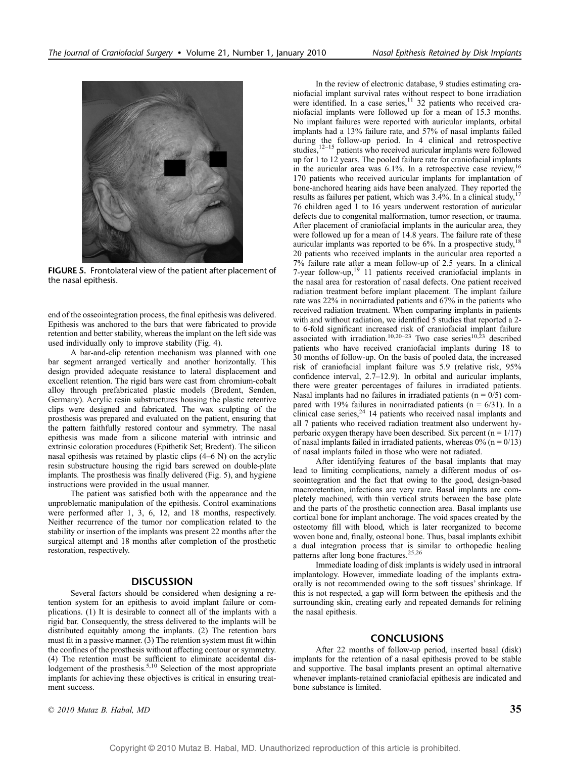FIGURE 5. Frontolateral view of the patient after placement of the nasal epithesis.

end of the osseointegration process, the final epithesis was delivered. Epithesis was anchored to the bars that were fabricated to provide retention and better stability, whereas the implant on the left side was used individually only to improve stability (Fig. 4).

A bar-and-clip retention mechanism was planned with one bar segment arranged vertically and another horizontally. This design provided adequate resistance to lateral displacement and excellent retention. The rigid bars were cast from chromium-cobalt alloy through prefabricated plastic models (Bredent, Senden, Germany). Acrylic resin substructures housing the plastic retentive clips were designed and fabricated. The wax sculpting of the prosthesis was prepared and evaluated on the patient, ensuring that the pattern faithfully restored contour and symmetry. The nasal epithesis was made from a silicone material with intrinsic and extrinsic coloration procedures (Epithetik Set; Bredent). The silicon nasal epithesis was retained by plastic clips (4–6 N) on the acrylic resin substructure housing the rigid bars screwed on double-plate implants. The prosthesis was finally delivered (Fig. 5), and hygiene instructions were provided in the usual manner.

The patient was satisfied both with the appearance and the unproblematic manipulation of the epithesis. Control examinations were performed after 1, 3, 6, 12, and 18 months, respectively. Neither recurrence of the tumor nor complication related to the stability or insertion of the implants was present 22 months after the surgical attempt and 18 months after completion of the prosthetic restoration, respectively.

## DISCUSSION

Several factors should be considered when designing a retention system for an epithesis to avoid implant failure or complications. (1) It is desirable to connect all of the implants with a rigid bar. Consequently, the stress delivered to the implants will be distributed equitably among the implants. (2) The retention bars must fit in a passive manner. (3) The retention system must fit within the confines of the prosthesis without affecting contour or symmetry. (4) The retention must be sufficient to eliminate accidental dislodgement of the prosthesis.[5,10] Selection of the most appropriate implants for achieving these objectives is critical in ensuring treatment success.

In the review of electronic database, 9 studies estimating craniofacial implant survival rates without respect to bone irradiation were identified. In a case series,[11] 32 patients who received craniofacial implants were followed up for a mean of 15.3 months. No implant failures were reported with auricular implants, orbital implants had a 13% failure rate, and 57% of nasal implants failed during the follow-up period. In 4 clinical and retrospective studies,[12–15] patients who received auricular implants were followed up for 1 to 12 years. The pooled failure rate for craniofacial implants in the auricular area was 6.1%. In a retrospective case review,[16] 170 patients who received auricular implants for implantation of bone-anchored hearing aids have been analyzed. They reported the results as failures per patient, which was 3.4%. In a clinical study,[17] 76 children aged 1 to 16 years underwent restoration of auricular defects due to congenital malformation, tumor resection, or trauma. After placement of craniofacial implants in the auricular area, they were followed up for a mean of 14.8 years. The failure rate of these auricular implants was reported to be 6%. In a prospective study,[18] 20 patients who received implants in the auricular area reported a 7% failure rate after a mean follow-up of 2.5 years. In a clinical 7-year follow-up,[19] 11 patients received craniofacial implants in the nasal area for restoration of nasal defects. One patient received radiation treatment before implant placement. The implant failure rate was 22% in nonirradiated patients and 67% in the patients who received radiation treatment. When comparing implants in patients with and without radiation, we identified 5 studies that reported a 2- to 6-fold significant increased risk of craniofacial implant failure associated with irradiation.[10,20–23] Two case series[10,23] described patients who have received craniofacial implants during 18 to 30 months of follow-up. On the basis of pooled data, the increased risk of craniofacial implant failure was 5.9 (relative risk, 95% confidence interval, 2.7–12.9). In orbital and auricular implants, there were greater percentages of failures in irradiated patients. Nasal implants had no failures in irradiated patients ($n = 0/5$) compared with 19% failures in nonirradiated patients ($n = 6/31$). In a clinical case series,[24] 14 patients who received nasal implants and all 7 patients who received radiation treatment also underwent hyperbaric oxygen therapy have been described. Six percent ($n = 1/17$) of nasal implants failed in irradiated patients, whereas 0% ($n = 0/13$) of nasal implants failed in those who were not radiated.

After identifying features of the basal implants that may lead to limiting complications, namely a different modus of osseointegration and the fact that owing to the good, design-based macroretention, infections are very rare. Basal implants are completely machined, with thin vertical struts between the base plate and the parts of the prosthetic connection area. Basal implants use cortical bone for implant anchorage. The void spaces created by the osteotomy fill with blood, which is later reorganized to become woven bone and, finally, osteonal bone. Thus, basal implants exhibit a dual integration process that is similar to orthopedic healing patterns after long bone fractures.[25,26]

Immediate loading of disk implants is widely used in intraoral implantology. However, immediate loading of the implants extraorally is not recommended owing to the soft tissues' shrinkage. If this is not respected, a gap will form between the epithesis and the surrounding skin, creating early and repeated demands for relining the nasal epithesis.

## CONCLUSIONS

After 22 months of follow-up period, inserted basal (disk) implants for the retention of a nasal epithesis proved to be stable and supportive. The basal implants present an optimal alternative whenever implants-retained craniofacial epithesis are indicated and bone substance is limited.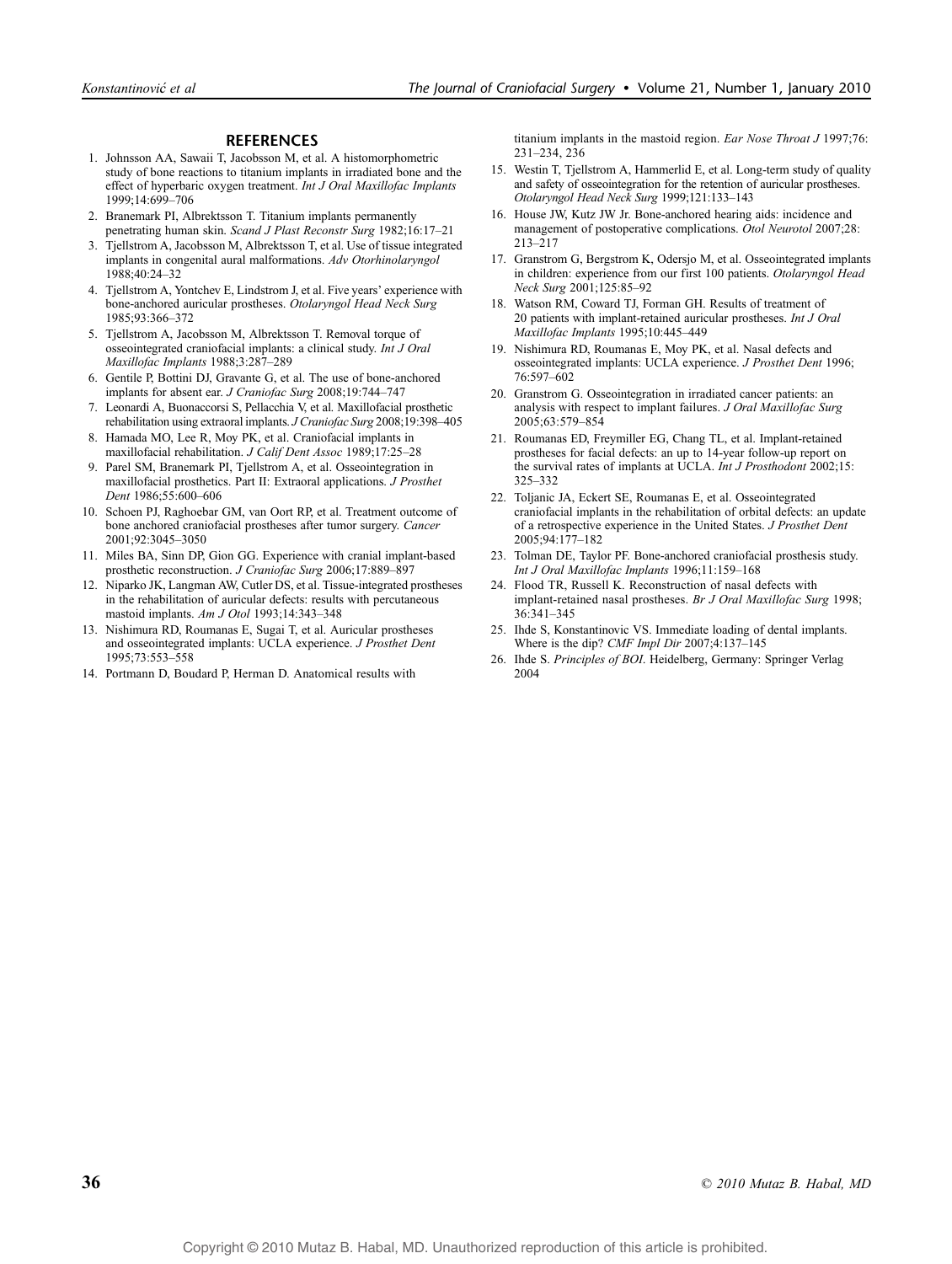## REFERENCES

1. Johnsson AA, Sawaii T, Jacobsson M, et al. A histomorphometric study of bone reactions to titanium implants in irradiated bone and the effect of hyperbaric oxygen treatment. *Int J Oral Maxillofac Implants* 1999;14:699–706
2. Branemark PI, Albrektsson T. Titanium implants permanently penetrating human skin. *Scand J Plast Reconstr Surg* 1982;16:17–21
3. Tjellstrom A, Jacobsson M, Albrektsson T, et al. Use of tissue integrated implants in congenital aural malformations. *Adv Otorhinolaryngol* 1988;40:24–32
4. Tjellstrom A, Yontchev E, Lindstrom J, et al. Five years' experience with bone-anchored auricular prostheses. *Otolaryngol Head Neck Surg* 1985;93:366–372
5. Tjellstrom A, Jacobsson M, Albrektsson T. Removal torque of osseointegrated craniofacial implants: a clinical study. *Int J Oral Maxillofac Implants* 1988;3:287–289
6. Gentile P, Bottini DJ, Gravante G, et al. The use of bone-anchored implants for absent ear. *J Craniofac Surg* 2008;19:744–747
7. Leonardi A, Buonaccorsi S, Pellacchia V, et al. Maxillofacial prosthetic rehabilitation using extraoral implants. *J Craniofac Surg* 2008;19:398–405
8. Hamada MO, Lee R, Moy PK, et al. Craniofacial implants in maxillofacial rehabilitation. *J Calif Dent Assoc* 1989;17:25–28
9. Parel SM, Branemark PI, Tjellstrom A, et al. Osseointegration in maxillofacial prosthetics. Part II: Extraoral applications. *J Prosthet Dent* 1986;55:600–606
10. Schoen PJ, Raghoebar GM, van Oort RP, et al. Treatment outcome of bone anchored craniofacial prostheses after tumor surgery. *Cancer* 2001;92:3045–3050
11. Miles BA, Sinn DP, Gion GG. Experience with cranial implant-based prosthetic reconstruction. *J Craniofac Surg* 2006;17:889–897
12. Niparko JK, Langman AW, Cutler DS, et al. Tissue-integrated prostheses in the rehabilitation of auricular defects: results with percutaneous mastoid implants. *Am J Otol* 1993;14:343–348
13. Nishimura RD, Roumanas E, Sugai T, et al. Auricular prostheses and osseointegrated implants: UCLA experience. *J Prosthet Dent* 1995;73:553–558
14. Portmann D, Boudard P, Herman D. Anatomical results with titanium implants in the mastoid region. *Ear Nose Throat J* 1997;76: 231–234, 236
15. Westin T, Tjellstrom A, Hammerlid E, et al. Long-term study of quality and safety of osseointegration for the retention of auricular prostheses. *Otolaryngol Head Neck Surg* 1999;121:133–143
16. House JW, Kutz JW Jr. Bone-anchored hearing aids: incidence and management of postoperative complications. *Otol Neurotol* 2007;28: 213–217
17. Granstrom G, Bergstrom K, Odersjo M, et al. Osseointegrated implants in children: experience from our first 100 patients. *Otolaryngol Head Neck Surg* 2001;125:85–92
18. Watson RM, Coward TJ, Forman GH. Results of treatment of 20 patients with implant-retained auricular prostheses. *Int J Oral Maxillofac Implants* 1995;10:445–449
19. Nishimura RD, Roumanas E, Moy PK, et al. Nasal defects and osseointegrated implants: UCLA experience. *J Prosthet Dent* 1996; 76:597–602
20. Granstrom G. Osseointegration in irradiated cancer patients: an analysis with respect to implant failures. *J Oral Maxillofac Surg* 2005;63:579–854
21. Roumanas ED, Freymiller EG, Chang TL, et al. Implant-retained prostheses for facial defects: an up to 14-year follow-up report on the survival rates of implants at UCLA. *Int J Prosthodont* 2002;15: 325–332
22. Toljanic JA, Eckert SE, Roumanas E, et al. Osseointegrated craniofacial implants in the rehabilitation of orbital defects: an update of a retrospective experience in the United States. *J Prosthet Dent* 2005;94:177–182
23. Tolman DE, Taylor PF. Bone-anchored craniofacial prosthesis study. *Int J Oral Maxillofac Implants* 1996;11:159–168
24. Flood TR, Russell K. Reconstruction of nasal defects with implant-retained nasal prostheses. *Br J Oral Maxillofac Surg* 1998; 36:341–345
25. Ihde S, Konstantinovic VS. Immediate loading of dental implants. Where is the dip? *CMF Impl Dir* 2007;4:137–145
26. Ihde S. *Principles of BOI*. Heidelberg, Germany: Springer Verlag 2004